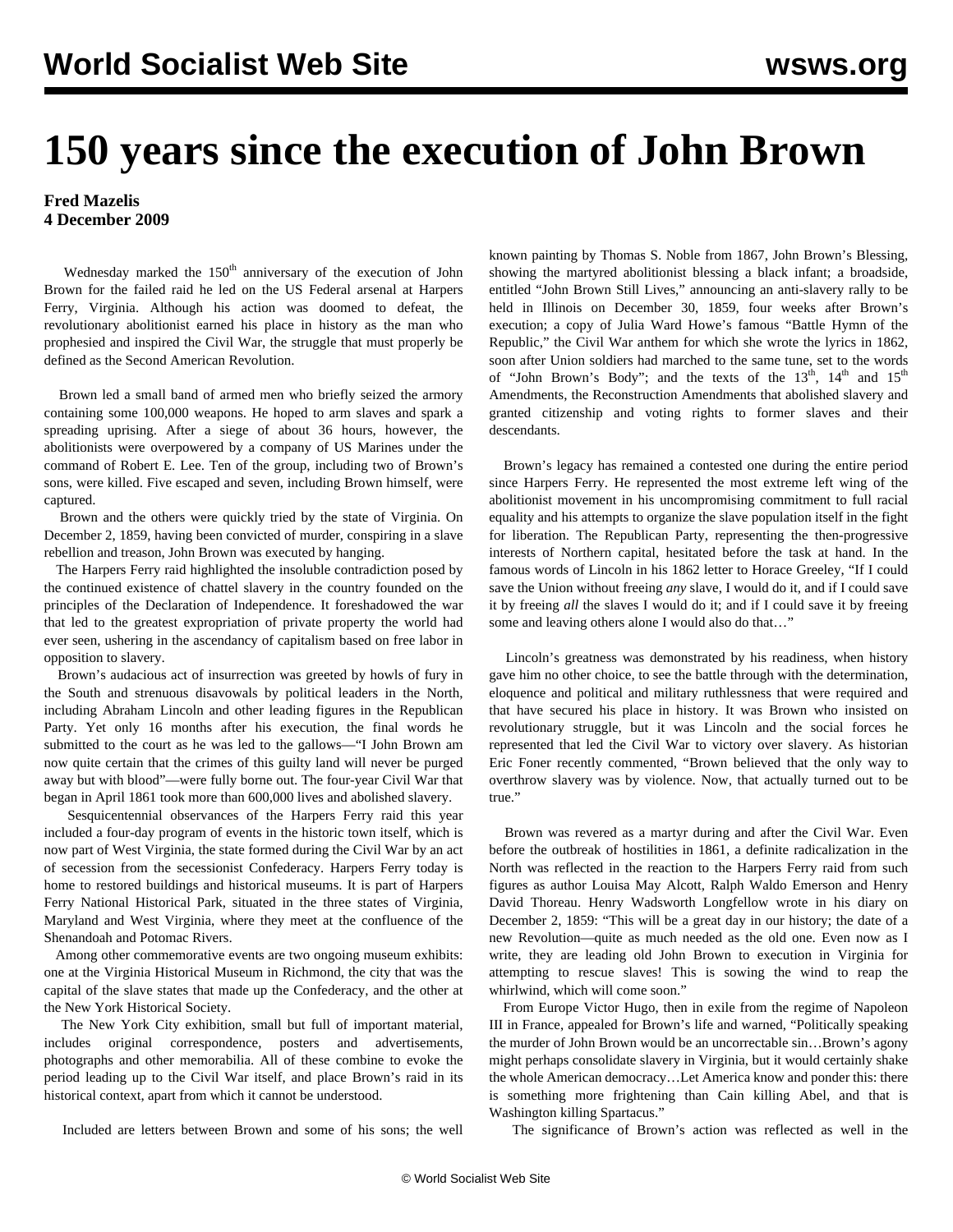# 150 years since the execution of John Brown

**Fred Mazelis**
**4 December 2009**

Wednesday marked the 150th anniversary of the execution of John Brown for the failed raid he led on the US Federal arsenal at Harpers Ferry, Virginia. Although his action was doomed to defeat, the revolutionary abolitionist earned his place in history as the man who prophesied and inspired the Civil War, the struggle that must properly be defined as the Second American Revolution.

Brown led a small band of armed men who briefly seized the armory containing some 100,000 weapons. He hoped to arm slaves and spark a spreading uprising. After a siege of about 36 hours, however, the abolitionists were overpowered by a company of US Marines under the command of Robert E. Lee. Ten of the group, including two of Brown's sons, were killed. Five escaped and seven, including Brown himself, were captured.

Brown and the others were quickly tried by the state of Virginia. On December 2, 1859, having been convicted of murder, conspiring in a slave rebellion and treason, John Brown was executed by hanging.

The Harpers Ferry raid highlighted the insoluble contradiction posed by the continued existence of chattel slavery in the country founded on the principles of the Declaration of Independence. It foreshadowed the war that led to the greatest expropriation of private property the world had ever seen, ushering in the ascendancy of capitalism based on free labor in opposition to slavery.

Brown's audacious act of insurrection was greeted by howls of fury in the South and strenuous disavowals by political leaders in the North, including Abraham Lincoln and other leading figures in the Republican Party. Yet only 16 months after his execution, the final words he submitted to the court as he was led to the gallows—"I John Brown am now quite certain that the crimes of this guilty land will never be purged away but with blood"—were fully borne out. The four-year Civil War that began in April 1861 took more than 600,000 lives and abolished slavery.

Sesquicentennial observances of the Harpers Ferry raid this year included a four-day program of events in the historic town itself, which is now part of West Virginia, the state formed during the Civil War by an act of secession from the secessionist Confederacy. Harpers Ferry today is home to restored buildings and historical museums. It is part of Harpers Ferry National Historical Park, situated in the three states of Virginia, Maryland and West Virginia, where they meet at the confluence of the Shenandoah and Potomac Rivers.

Among other commemorative events are two ongoing museum exhibits: one at the Virginia Historical Museum in Richmond, the city that was the capital of the slave states that made up the Confederacy, and the other at the New York Historical Society.

The New York City exhibition, small but full of important material, includes original correspondence, posters and advertisements, photographs and other memorabilia. All of these combine to evoke the period leading up to the Civil War itself, and place Brown's raid in its historical context, apart from which it cannot be understood.

Included are letters between Brown and some of his sons; the well known painting by Thomas S. Noble from 1867, John Brown's Blessing, showing the martyred abolitionist blessing a black infant; a broadside, entitled "John Brown Still Lives," announcing an anti-slavery rally to be held in Illinois on December 30, 1859, four weeks after Brown's execution; a copy of Julia Ward Howe's famous "Battle Hymn of the Republic," the Civil War anthem for which she wrote the lyrics in 1862, soon after Union soldiers had marched to the same tune, set to the words of "John Brown's Body"; and the texts of the 13th, 14th and 15th Amendments, the Reconstruction Amendments that abolished slavery and granted citizenship and voting rights to former slaves and their descendants.

Brown's legacy has remained a contested one during the entire period since Harpers Ferry. He represented the most extreme left wing of the abolitionist movement in his uncompromising commitment to full racial equality and his attempts to organize the slave population itself in the fight for liberation. The Republican Party, representing the then-progressive interests of Northern capital, hesitated before the task at hand. In the famous words of Lincoln in his 1862 letter to Horace Greeley, "If I could save the Union without freeing *any* slave, I would do it, and if I could save it by freeing *all* the slaves I would do it; and if I could save it by freeing some and leaving others alone I would also do that…"

Lincoln's greatness was demonstrated by his readiness, when history gave him no other choice, to see the battle through with the determination, eloquence and political and military ruthlessness that were required and that have secured his place in history. It was Brown who insisted on revolutionary struggle, but it was Lincoln and the social forces he represented that led the Civil War to victory over slavery. As historian Eric Foner recently commented, "Brown believed that the only way to overthrow slavery was by violence. Now, that actually turned out to be true."

Brown was revered as a martyr during and after the Civil War. Even before the outbreak of hostilities in 1861, a definite radicalization in the North was reflected in the reaction to the Harpers Ferry raid from such figures as author Louisa May Alcott, Ralph Waldo Emerson and Henry David Thoreau. Henry Wadsworth Longfellow wrote in his diary on December 2, 1859: "This will be a great day in our history; the date of a new Revolution—quite as much needed as the old one. Even now as I write, they are leading old John Brown to execution in Virginia for attempting to rescue slaves! This is sowing the wind to reap the whirlwind, which will come soon."

From Europe Victor Hugo, then in exile from the regime of Napoleon III in France, appealed for Brown's life and warned, "Politically speaking the murder of John Brown would be an uncorrectable sin…Brown's agony might perhaps consolidate slavery in Virginia, but it would certainly shake the whole American democracy…Let America know and ponder this: there is something more frightening than Cain killing Abel, and that is Washington killing Spartacus."

The significance of Brown's action was reflected as well in the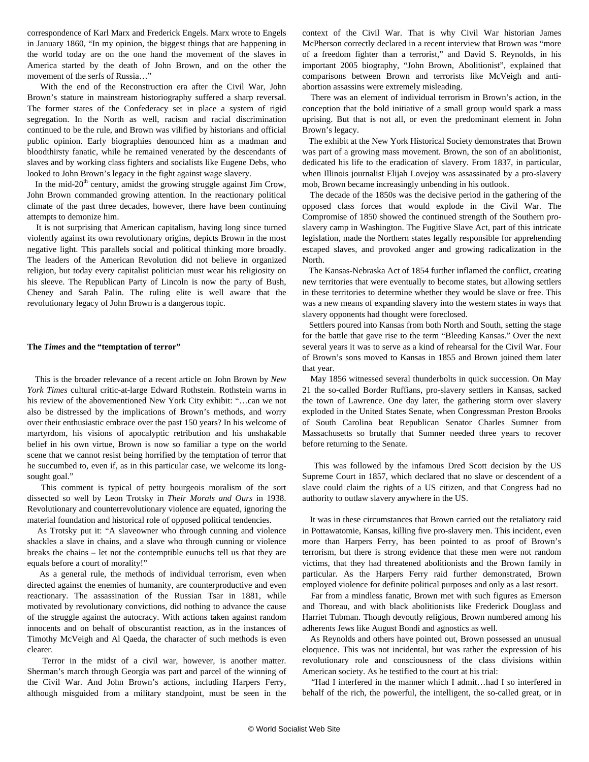correspondence of Karl Marx and Frederick Engels. Marx wrote to Engels in January 1860, "In my opinion, the biggest things that are happening in the world today are on the one hand the movement of the slaves in America started by the death of John Brown, and on the other the movement of the serfs of Russia…"

With the end of the Reconstruction era after the Civil War, John Brown's stature in mainstream historiography suffered a sharp reversal. The former states of the Confederacy set in place a system of rigid segregation. In the North as well, racism and racial discrimination continued to be the rule, and Brown was vilified by historians and official public opinion. Early biographies denounced him as a madman and bloodthirsty fanatic, while he remained venerated by the descendants of slaves and by working class fighters and socialists like Eugene Debs, who looked to John Brown's legacy in the fight against wage slavery.

In the mid-20th century, amidst the growing struggle against Jim Crow, John Brown commanded growing attention. In the reactionary political climate of the past three decades, however, there have been continuing attempts to demonize him.

It is not surprising that American capitalism, having long since turned violently against its own revolutionary origins, depicts Brown in the most negative light. This parallels social and political thinking more broadly. The leaders of the American Revolution did not believe in organized religion, but today every capitalist politician must wear his religiosity on his sleeve. The Republican Party of Lincoln is now the party of Bush, Cheney and Sarah Palin. The ruling elite is well aware that the revolutionary legacy of John Brown is a dangerous topic.

**The *Times* and the "temptation of terror"**

This is the broader relevance of a recent article on John Brown by *New York Times* cultural critic-at-large Edward Rothstein. Rothstein warns in his review of the abovementioned New York City exhibit: "…can we not also be distressed by the implications of Brown's methods, and worry over their enthusiastic embrace over the past 150 years? In his welcome of martyrdom, his visions of apocalyptic retribution and his unshakable belief in his own virtue, Brown is now so familiar a type on the world scene that we cannot resist being horrified by the temptation of terror that he succumbed to, even if, as in this particular case, we welcome its long-sought goal."

This comment is typical of petty bourgeois moralism of the sort dissected so well by Leon Trotsky in *Their Morals and Ours* in 1938. Revolutionary and counterrevolutionary violence are equated, ignoring the material foundation and historical role of opposed political tendencies.

As Trotsky put it: "A slaveowner who through cunning and violence shackles a slave in chains, and a slave who through cunning or violence breaks the chains – let not the contemptible eunuchs tell us that they are equals before a court of morality!"

As a general rule, the methods of individual terrorism, even when directed against the enemies of humanity, are counterproductive and even reactionary. The assassination of the Russian Tsar in 1881, while motivated by revolutionary convictions, did nothing to advance the cause of the struggle against the autocracy. With actions taken against random innocents and on behalf of obscurantist reaction, as in the instances of Timothy McVeigh and Al Qaeda, the character of such methods is even clearer.

Terror in the midst of a civil war, however, is another matter. Sherman's march through Georgia was part and parcel of the winning of the Civil War. And John Brown's actions, including Harpers Ferry, although misguided from a military standpoint, must be seen in the context of the Civil War. That is why Civil War historian James McPherson correctly declared in a recent interview that Brown was "more of a freedom fighter than a terrorist," and David S. Reynolds, in his important 2005 biography, "John Brown, Abolitionist", explained that comparisons between Brown and terrorists like McVeigh and anti-abortion assassins were extremely misleading.

There was an element of individual terrorism in Brown's action, in the conception that the bold initiative of a small group would spark a mass uprising. But that is not all, or even the predominant element in John Brown's legacy.

The exhibit at the New York Historical Society demonstrates that Brown was part of a growing mass movement. Brown, the son of an abolitionist, dedicated his life to the eradication of slavery. From 1837, in particular, when Illinois journalist Elijah Lovejoy was assassinated by a pro-slavery mob, Brown became increasingly unbending in his outlook.

The decade of the 1850s was the decisive period in the gathering of the opposed class forces that would explode in the Civil War. The Compromise of 1850 showed the continued strength of the Southern pro-slavery camp in Washington. The Fugitive Slave Act, part of this intricate legislation, made the Northern states legally responsible for apprehending escaped slaves, and provoked anger and growing radicalization in the North.

The Kansas-Nebraska Act of 1854 further inflamed the conflict, creating new territories that were eventually to become states, but allowing settlers in these territories to determine whether they would be slave or free. This was a new means of expanding slavery into the western states in ways that slavery opponents had thought were foreclosed.

Settlers poured into Kansas from both North and South, setting the stage for the battle that gave rise to the term "Bleeding Kansas." Over the next several years it was to serve as a kind of rehearsal for the Civil War. Four of Brown's sons moved to Kansas in 1855 and Brown joined them later that year.

May 1856 witnessed several thunderbolts in quick succession. On May 21 the so-called Border Ruffians, pro-slavery settlers in Kansas, sacked the town of Lawrence. One day later, the gathering storm over slavery exploded in the United States Senate, when Congressman Preston Brooks of South Carolina beat Republican Senator Charles Sumner from Massachusetts so brutally that Sumner needed three years to recover before returning to the Senate.

This was followed by the infamous Dred Scott decision by the US Supreme Court in 1857, which declared that no slave or descendent of a slave could claim the rights of a US citizen, and that Congress had no authority to outlaw slavery anywhere in the US.

It was in these circumstances that Brown carried out the retaliatory raid in Pottawatomie, Kansas, killing five pro-slavery men. This incident, even more than Harpers Ferry, has been pointed to as proof of Brown's terrorism, but there is strong evidence that these men were not random victims, that they had threatened abolitionists and the Brown family in particular. As the Harpers Ferry raid further demonstrated, Brown employed violence for definite political purposes and only as a last resort.

Far from a mindless fanatic, Brown met with such figures as Emerson and Thoreau, and with black abolitionists like Frederick Douglass and Harriet Tubman. Though devoutly religious, Brown numbered among his adherents Jews like August Bondi and agnostics as well.

As Reynolds and others have pointed out, Brown possessed an unusual eloquence. This was not incidental, but was rather the expression of his revolutionary role and consciousness of the class divisions within American society. As he testified to the court at his trial:

"Had I interfered in the manner which I admit…had I so interfered in behalf of the rich, the powerful, the intelligent, the so-called great, or in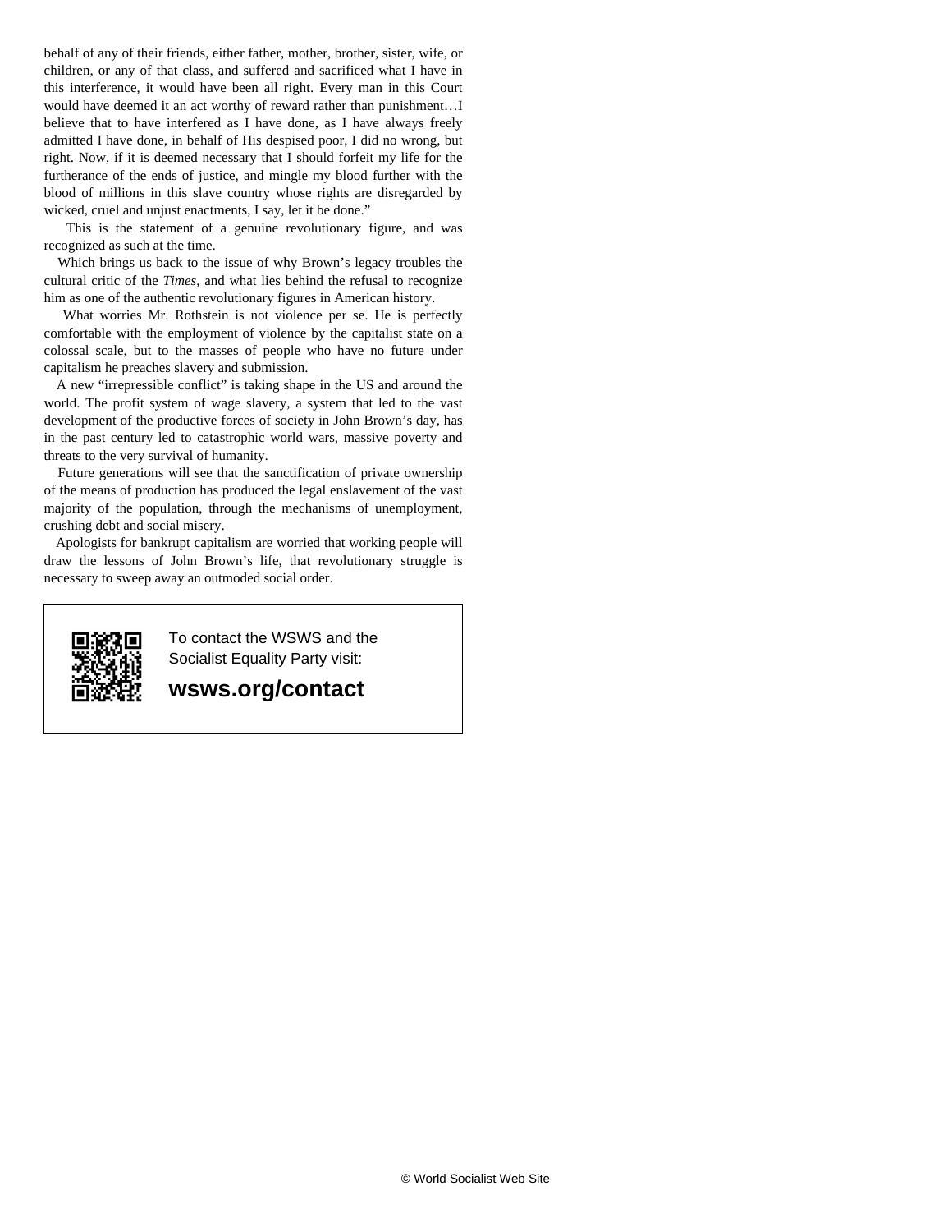behalf of any of their friends, either father, mother, brother, sister, wife, or children, or any of that class, and suffered and sacrificed what I have in this interference, it would have been all right. Every man in this Court would have deemed it an act worthy of reward rather than punishment…I believe that to have interfered as I have done, as I have always freely admitted I have done, in behalf of His despised poor, I did no wrong, but right. Now, if it is deemed necessary that I should forfeit my life for the furtherance of the ends of justice, and mingle my blood further with the blood of millions in this slave country whose rights are disregarded by wicked, cruel and unjust enactments, I say, let it be done."

This is the statement of a genuine revolutionary figure, and was recognized as such at the time.

Which brings us back to the issue of why Brown's legacy troubles the cultural critic of the *Times*, and what lies behind the refusal to recognize him as one of the authentic revolutionary figures in American history.

What worries Mr. Rothstein is not violence per se. He is perfectly comfortable with the employment of violence by the capitalist state on a colossal scale, but to the masses of people who have no future under capitalism he preaches slavery and submission.

A new "irrepressible conflict" is taking shape in the US and around the world. The profit system of wage slavery, a system that led to the vast development of the productive forces of society in John Brown's day, has in the past century led to catastrophic world wars, massive poverty and threats to the very survival of humanity.

Future generations will see that the sanctification of private ownership of the means of production has produced the legal enslavement of the vast majority of the population, through the mechanisms of unemployment, crushing debt and social misery.

Apologists for bankrupt capitalism are worried that working people will draw the lessons of John Brown's life, that revolutionary struggle is necessary to sweep away an outmoded social order.

To contact the WSWS and the Socialist Equality Party visit:

**wsws.org/contact**